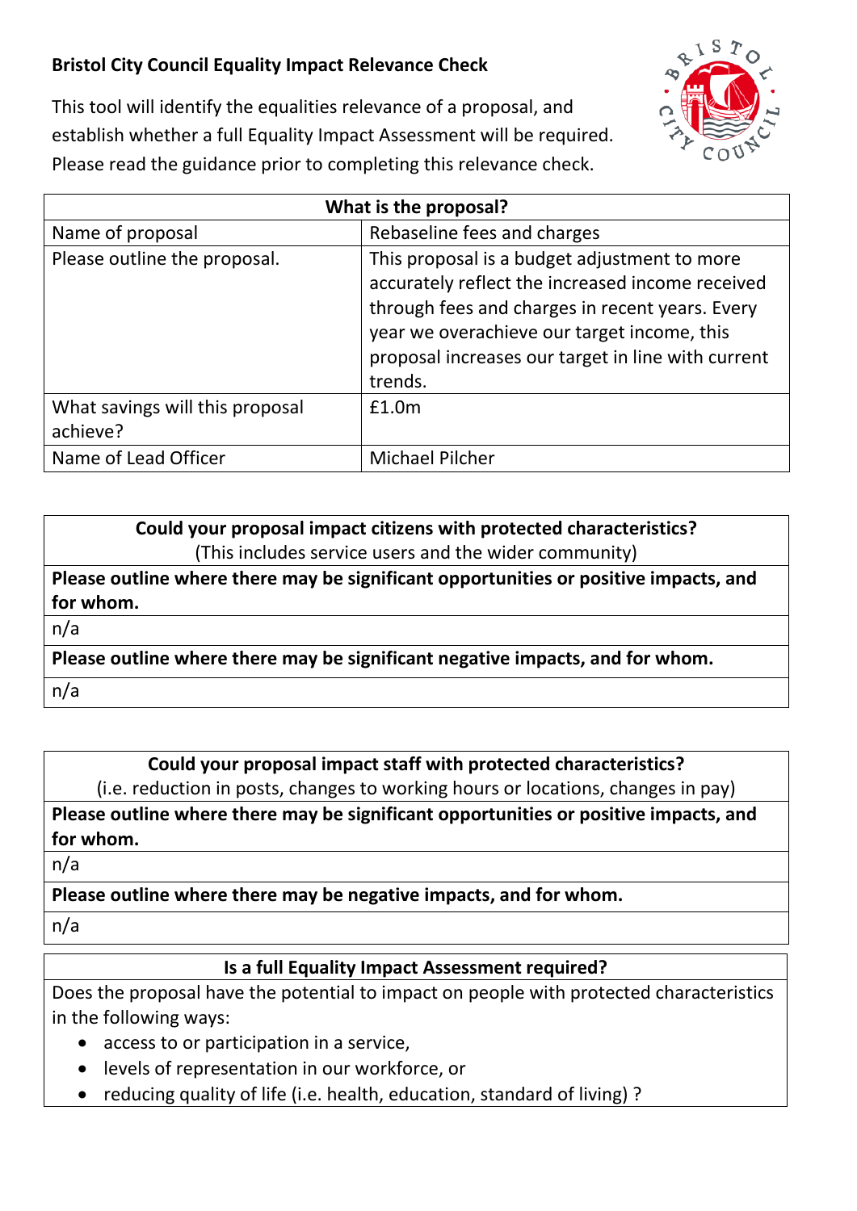# Bristol City Council Equality Impact Relevance Check

This tool will identify the equalities relevance of a proposal, and establish whether a full Equality Impact Assessment will be required. Please read the guidance prior to completing this relevance check.

| What is the proposal? | |
|---|---|
| Name of proposal | Rebaseline fees and charges |
| Please outline the proposal. | This proposal is a budget adjustment to more accurately reflect the increased income received through fees and charges in recent years. Every year we overachieve our target income, this proposal increases our target in line with current trends. |
| What savings will this proposal achieve? | £1.0m |
| Name of Lead Officer | Michael Pilcher |

| **Could your proposal impact citizens with protected characteristics?** (This includes service users and the wider community) |
|---|
| **Please outline where there may be significant opportunities or positive impacts, and for whom.** |
| n/a |
| **Please outline where there may be significant negative impacts, and for whom.** |
| n/a |

| **Could your proposal impact staff with protected characteristics?** (i.e. reduction in posts, changes to working hours or locations, changes in pay) |
|---|
| **Please outline where there may be significant opportunities or positive impacts, and for whom.** |
| n/a |
| **Please outline where there may be negative impacts, and for whom.** |
| n/a |

**Is a full Equality Impact Assessment required?**

Does the proposal have the potential to impact on people with protected characteristics in the following ways:

- access to or participation in a service,
- levels of representation in our workforce, or
- reducing quality of life (i.e. health, education, standard of living) ?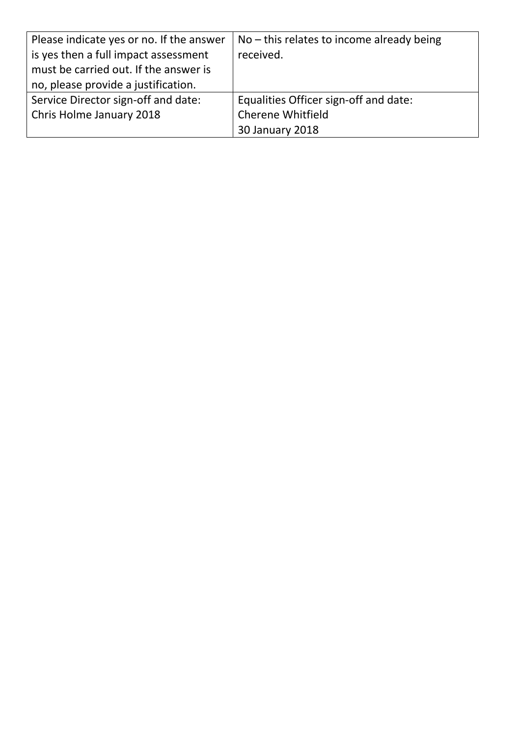| | |
|---|---|
| Please indicate yes or no. If the answer is yes then a full impact assessment must be carried out. If the answer is no, please provide a justification. | No – this relates to income already being received. |
| Service Director sign-off and date:<br>Chris Holme January 2018 | Equalities Officer sign-off and date:<br>Cherene Whitfield<br>30 January 2018 |